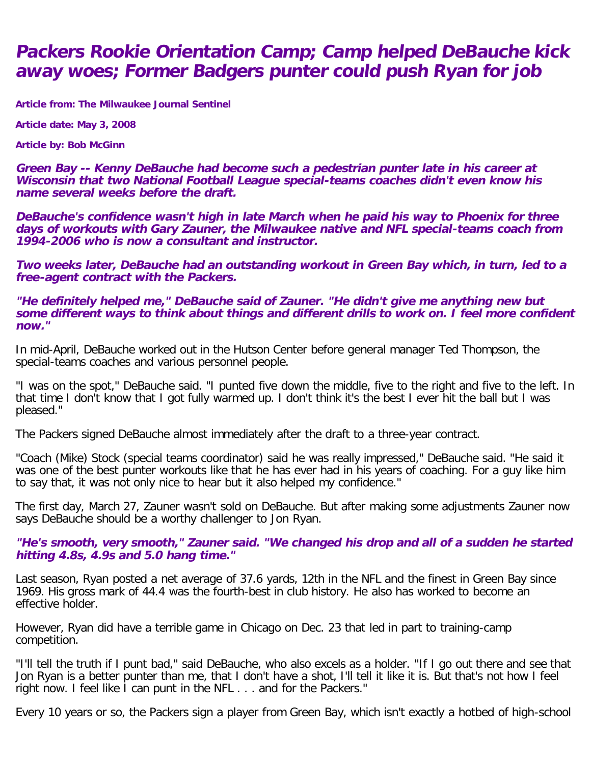# Packers Rookie Orientation Camp; Camp helped DeBauche kick away woes; Former Badgers punter could push Ryan for job

**Article from: The Milwaukee Journal Sentinel**

**Article date: May 3, 2008**

**Article by: Bob McGinn**

***Green Bay -- Kenny DeBauche had become such a pedestrian punter late in his career at Wisconsin that two National Football League special-teams coaches didn't even know his name several weeks before the draft.***

***DeBauche's confidence wasn't high in late March when he paid his way to Phoenix for three days of workouts with Gary Zauner, the Milwaukee native and NFL special-teams coach from 1994-2006 who is now a consultant and instructor.***

***Two weeks later, DeBauche had an outstanding workout in Green Bay which, in turn, led to a free-agent contract with the Packers.***

***"He definitely helped me," DeBauche said of Zauner. "He didn't give me anything new but some different ways to think about things and different drills to work on. I feel more confident now."***

In mid-April, DeBauche worked out in the Hutson Center before general manager Ted Thompson, the special-teams coaches and various personnel people.

"I was on the spot," DeBauche said. "I punted five down the middle, five to the right and five to the left. In that time I don't know that I got fully warmed up. I don't think it's the best I ever hit the ball but I was pleased."

The Packers signed DeBauche almost immediately after the draft to a three-year contract.

"Coach (Mike) Stock (special teams coordinator) said he was really impressed," DeBauche said. "He said it was one of the best punter workouts like that he has ever had in his years of coaching. For a guy like him to say that, it was not only nice to hear but it also helped my confidence."

The first day, March 27, Zauner wasn't sold on DeBauche. But after making some adjustments Zauner now says DeBauche should be a worthy challenger to Jon Ryan.

***"He's smooth, very smooth," Zauner said. "We changed his drop and all of a sudden he started hitting 4.8s, 4.9s and 5.0 hang time."***

Last season, Ryan posted a net average of 37.6 yards, 12th in the NFL and the finest in Green Bay since 1969. His gross mark of 44.4 was the fourth-best in club history. He also has worked to become an effective holder.

However, Ryan did have a terrible game in Chicago on Dec. 23 that led in part to training-camp competition.

"I'll tell the truth if I punt bad," said DeBauche, who also excels as a holder. "If I go out there and see that Jon Ryan is a better punter than me, that I don't have a shot, I'll tell it like it is. But that's not how I feel right now. I feel like I can punt in the NFL . . . and for the Packers."

Every 10 years or so, the Packers sign a player from Green Bay, which isn't exactly a hotbed of high-school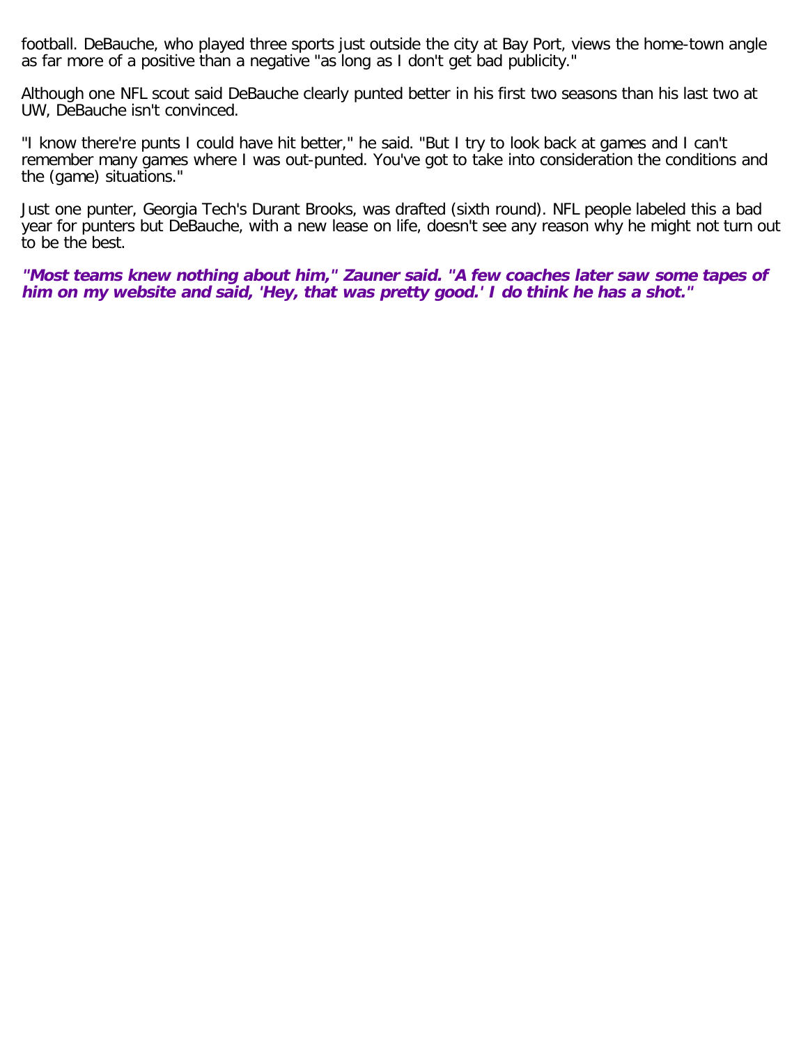football. DeBauche, who played three sports just outside the city at Bay Port, views the home-town angle as far more of a positive than a negative "as long as I don't get bad publicity."

Although one NFL scout said DeBauche clearly punted better in his first two seasons than his last two at UW, DeBauche isn't convinced.

"I know there're punts I could have hit better," he said. "But I try to look back at games and I can't remember many games where I was out-punted. You've got to take into consideration the conditions and the (game) situations."

Just one punter, Georgia Tech's Durant Brooks, was drafted (sixth round). NFL people labeled this a bad year for punters but DeBauche, with a new lease on life, doesn't see any reason why he might not turn out to be the best.

***"Most teams knew nothing about him," Zauner said. "A few coaches later saw some tapes of him on my website and said, 'Hey, that was pretty good.' I do think he has a shot."***